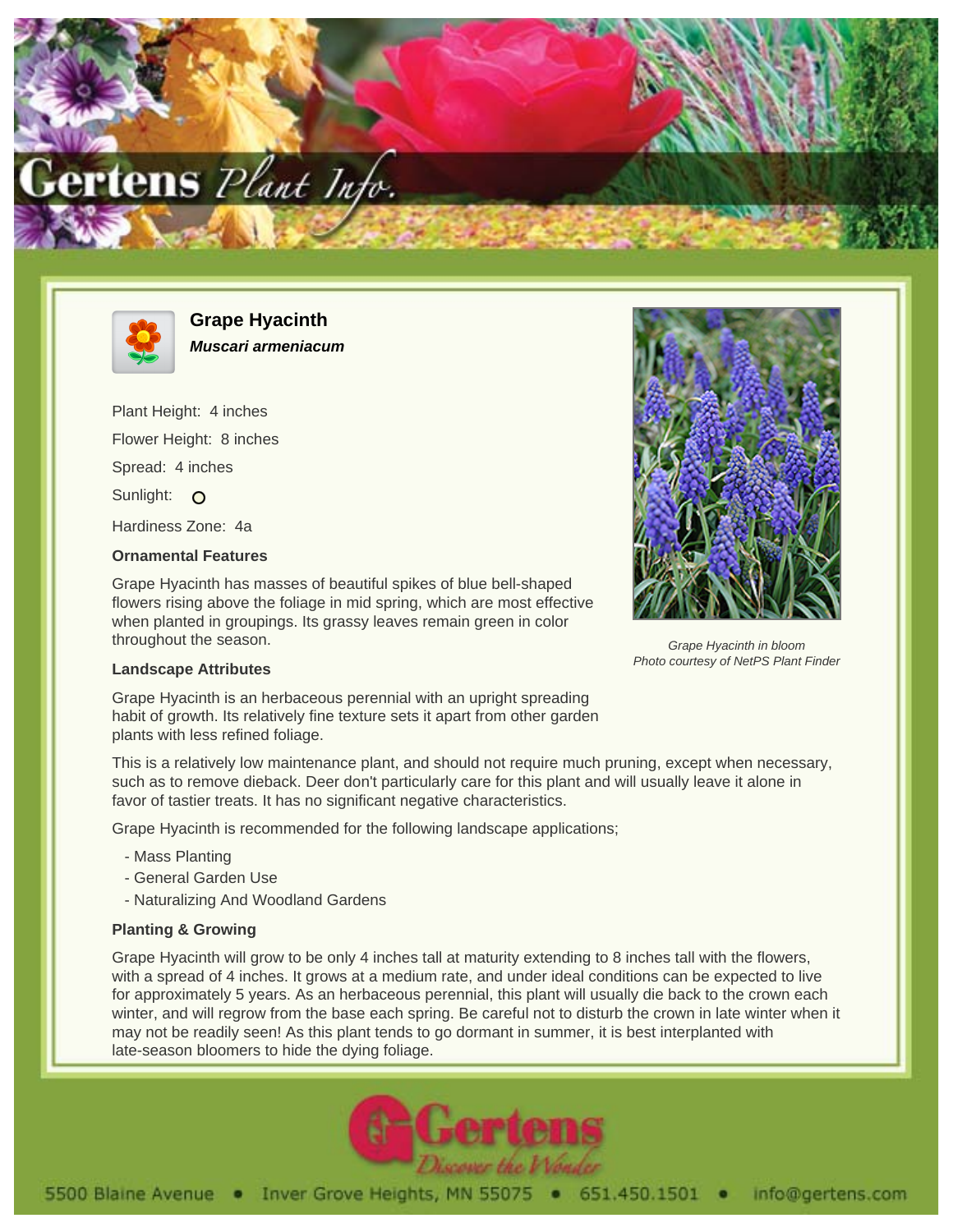# Grape Hyacinth

***Muscari armeniacum***

Plant Height: 4 inches

Flower Height: 8 inches

Spread: 4 inches

Sunlight: O

Hardiness Zone: 4a

### Ornamental Features

Grape Hyacinth has masses of beautiful spikes of blue bell-shaped flowers rising above the foliage in mid spring, which are most effective when planted in groupings. Its grassy leaves remain green in color throughout the season.

*Grape Hyacinth in bloom*
*Photo courtesy of NetPS Plant Finder*

### Landscape Attributes

Grape Hyacinth is an herbaceous perennial with an upright spreading habit of growth. Its relatively fine texture sets it apart from other garden plants with less refined foliage.

This is a relatively low maintenance plant, and should not require much pruning, except when necessary, such as to remove dieback. Deer don't particularly care for this plant and will usually leave it alone in favor of tastier treats. It has no significant negative characteristics.

Grape Hyacinth is recommended for the following landscape applications;

- Mass Planting
- General Garden Use
- Naturalizing And Woodland Gardens

### Planting & Growing

Grape Hyacinth will grow to be only 4 inches tall at maturity extending to 8 inches tall with the flowers, with a spread of 4 inches. It grows at a medium rate, and under ideal conditions can be expected to live for approximately 5 years. As an herbaceous perennial, this plant will usually die back to the crown each winter, and will regrow from the base each spring. Be careful not to disturb the crown in late winter when it may not be readily seen! As this plant tends to go dormant in summer, it is best interplanted with late-season bloomers to hide the dying foliage.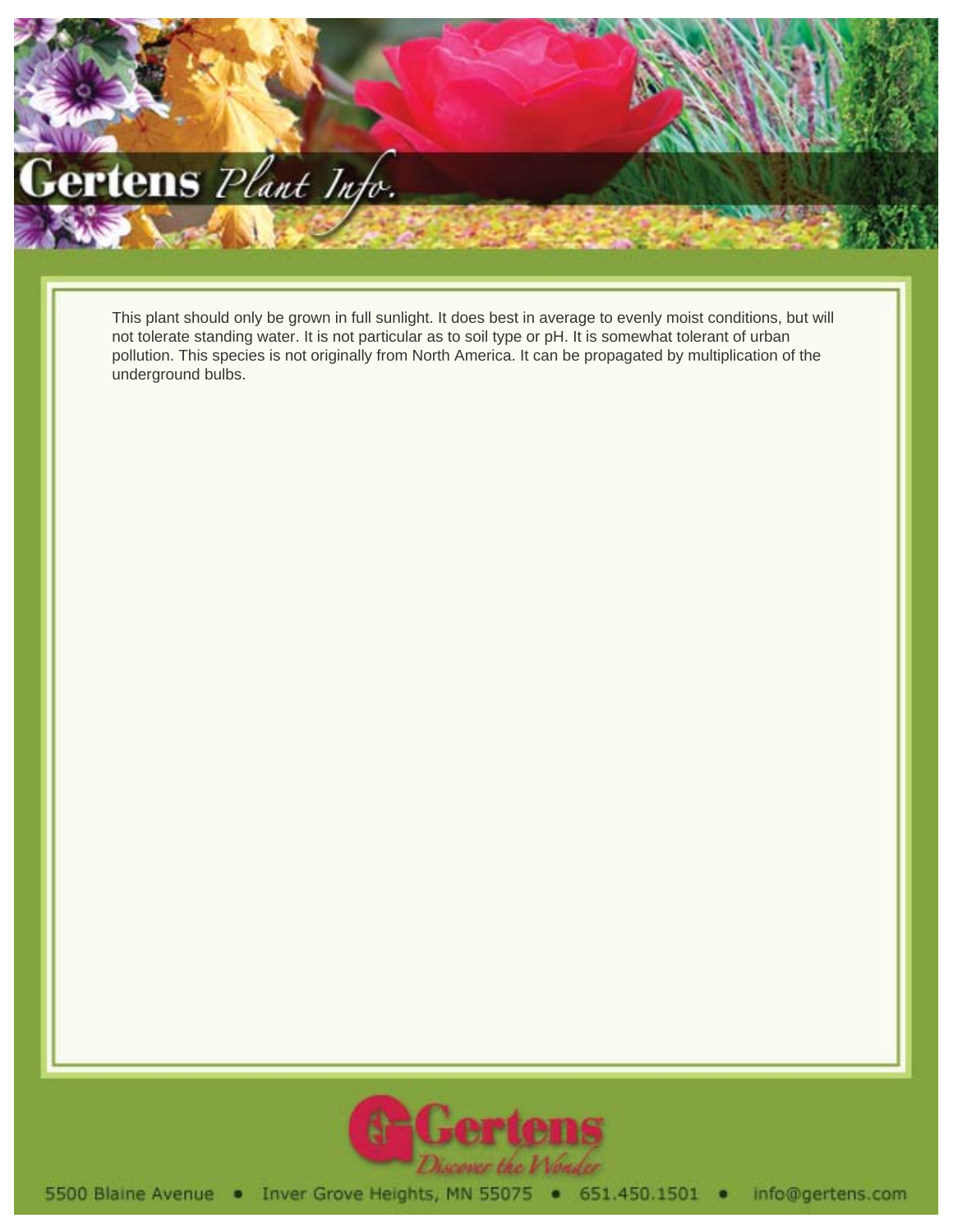This plant should only be grown in full sunlight. It does best in average to evenly moist conditions, but will not tolerate standing water. It is not particular as to soil type or pH. It is somewhat tolerant of urban pollution. This species is not originally from North America. It can be propagated by multiplication of the underground bulbs.